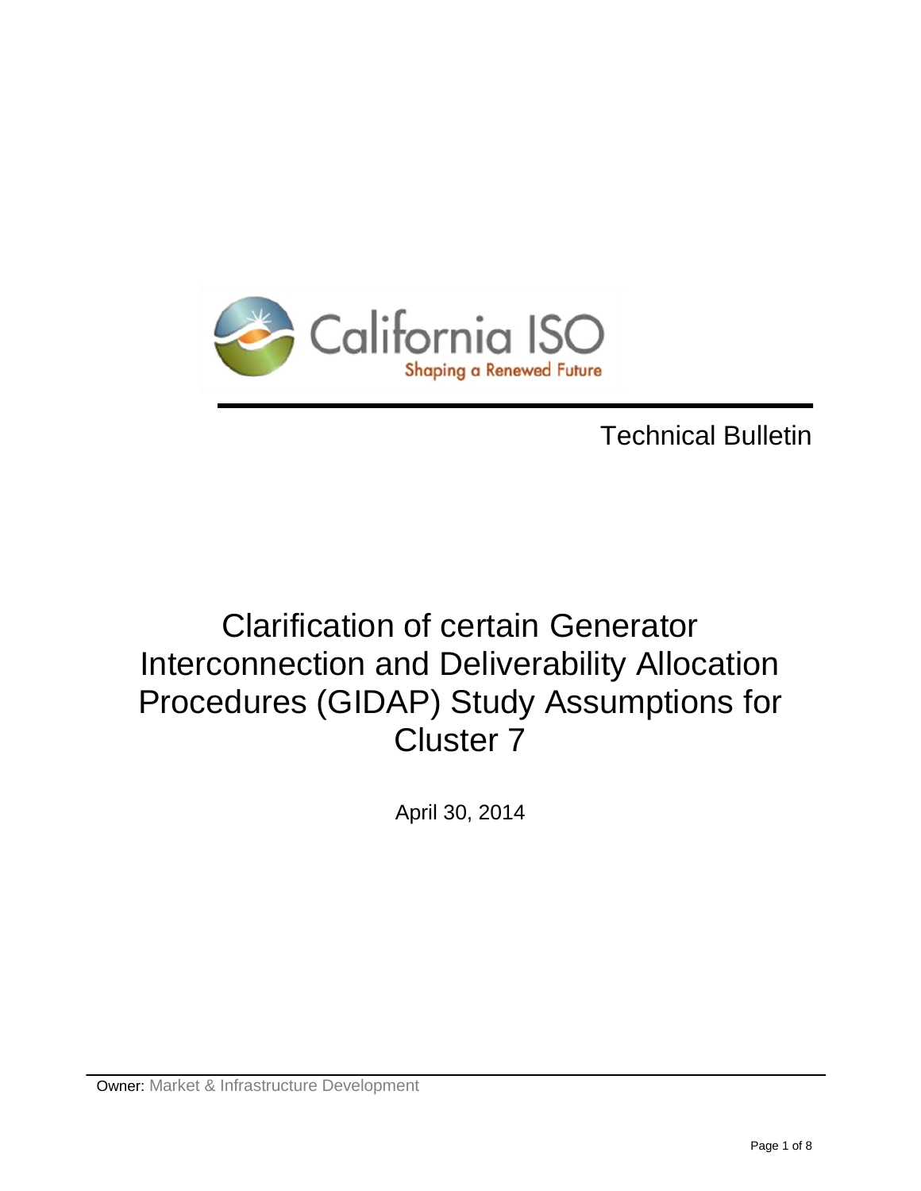California ISO
Shaping a Renewed Future

Technical Bulletin

# Clarification of certain Generator Interconnection and Deliverability Allocation Procedures (GIDAP) Study Assumptions for Cluster 7

April 30, 2014

Owner: Market & Infrastructure Development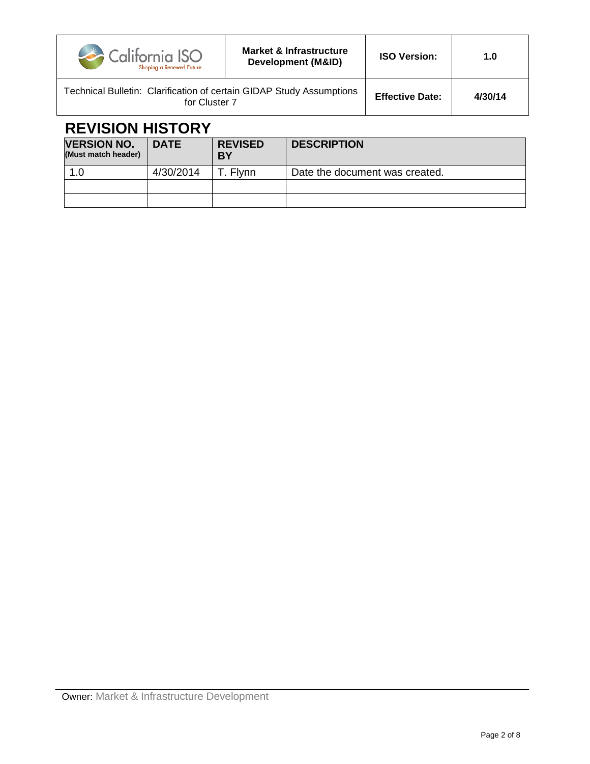# REVISION HISTORY

| VERSION NO. (Must match header) | DATE | REVISED BY | DESCRIPTION |
| --- | --- | --- | --- |
| 1.0 | 4/30/2014 | T. Flynn | Date the document was created. |
| | | | |
| | | | |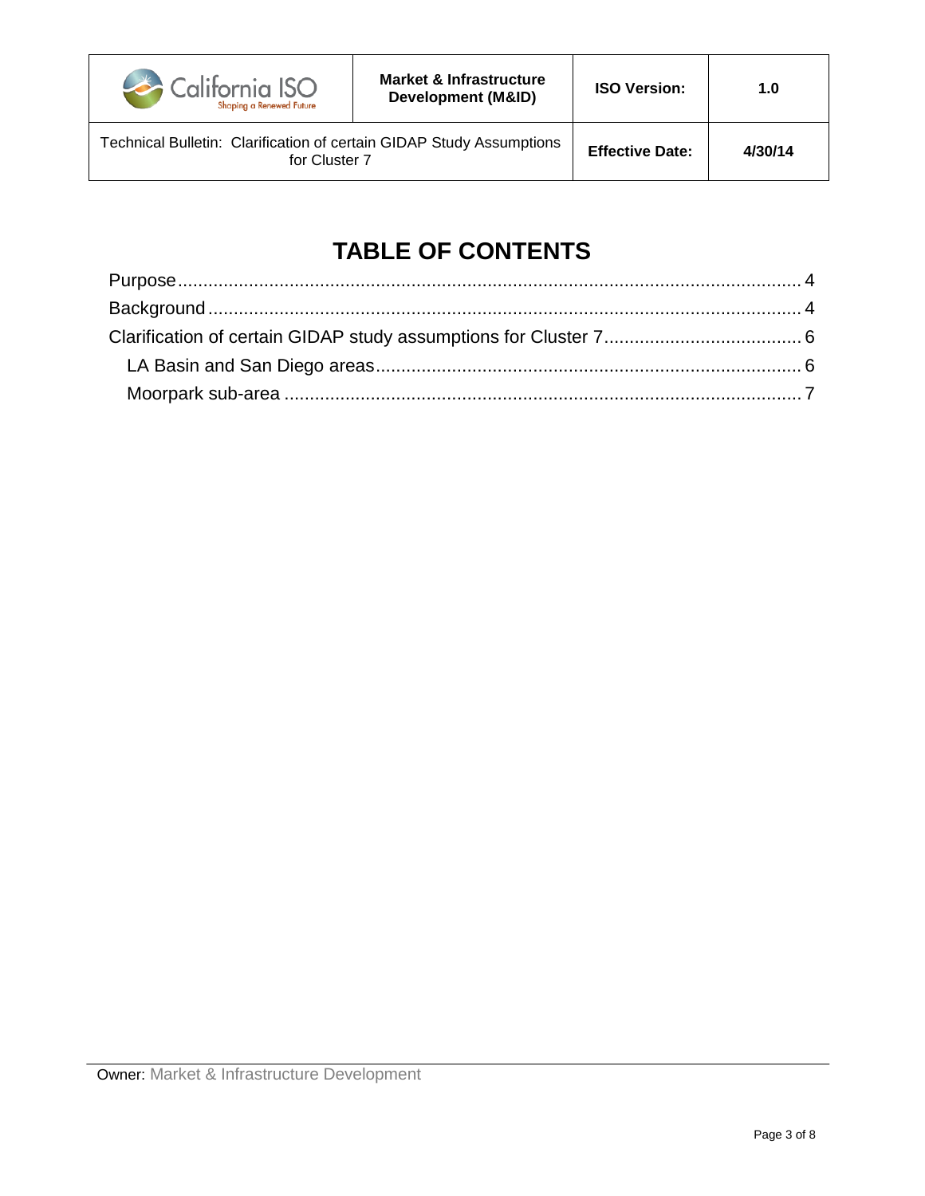# TABLE OF CONTENTS

Purpose ........................................................................................................................ 4

Background .................................................................................................................. 4

Clarification of certain GIDAP study assumptions for Cluster 7 ....................................... 6

- LA Basin and San Diego areas .................................................................................... 6
- Moorpark sub-area ...................................................................................................... 7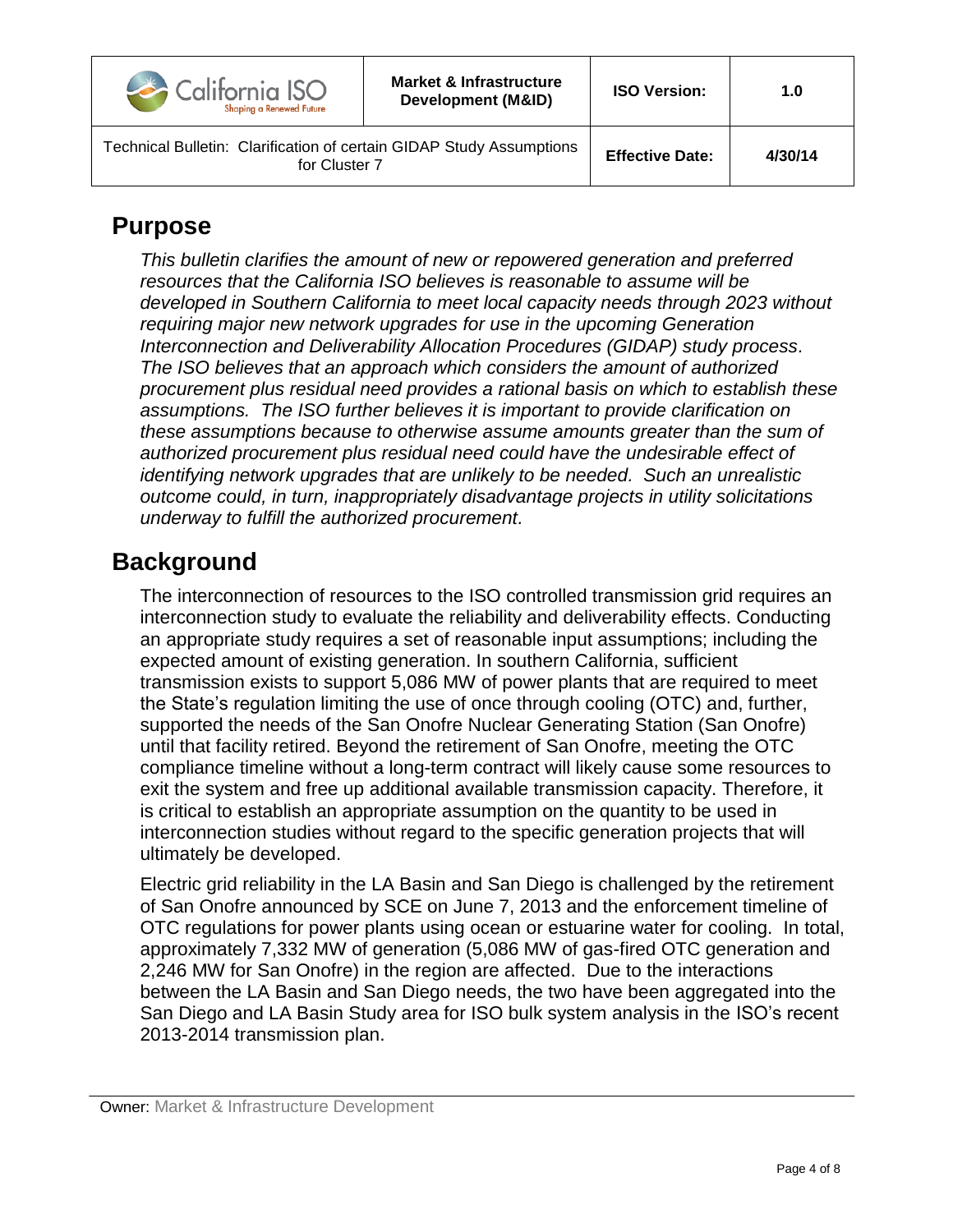# Purpose

*This bulletin clarifies the amount of new or repowered generation and preferred resources that the California ISO believes is reasonable to assume will be developed in Southern California to meet local capacity needs through 2023 without requiring major new network upgrades for use in the upcoming Generation Interconnection and Deliverability Allocation Procedures (GIDAP) study process. The ISO believes that an approach which considers the amount of authorized procurement plus residual need provides a rational basis on which to establish these assumptions. The ISO further believes it is important to provide clarification on these assumptions because to otherwise assume amounts greater than the sum of authorized procurement plus residual need could have the undesirable effect of identifying network upgrades that are unlikely to be needed. Such an unrealistic outcome could, in turn, inappropriately disadvantage projects in utility solicitations underway to fulfill the authorized procurement.*

# Background

The interconnection of resources to the ISO controlled transmission grid requires an interconnection study to evaluate the reliability and deliverability effects. Conducting an appropriate study requires a set of reasonable input assumptions; including the expected amount of existing generation. In southern California, sufficient transmission exists to support 5,086 MW of power plants that are required to meet the State's regulation limiting the use of once through cooling (OTC) and, further, supported the needs of the San Onofre Nuclear Generating Station (San Onofre) until that facility retired. Beyond the retirement of San Onofre, meeting the OTC compliance timeline without a long-term contract will likely cause some resources to exit the system and free up additional available transmission capacity. Therefore, it is critical to establish an appropriate assumption on the quantity to be used in interconnection studies without regard to the specific generation projects that will ultimately be developed.

Electric grid reliability in the LA Basin and San Diego is challenged by the retirement of San Onofre announced by SCE on June 7, 2013 and the enforcement timeline of OTC regulations for power plants using ocean or estuarine water for cooling. In total, approximately 7,332 MW of generation (5,086 MW of gas-fired OTC generation and 2,246 MW for San Onofre) in the region are affected. Due to the interactions between the LA Basin and San Diego needs, the two have been aggregated into the San Diego and LA Basin Study area for ISO bulk system analysis in the ISO's recent 2013-2014 transmission plan.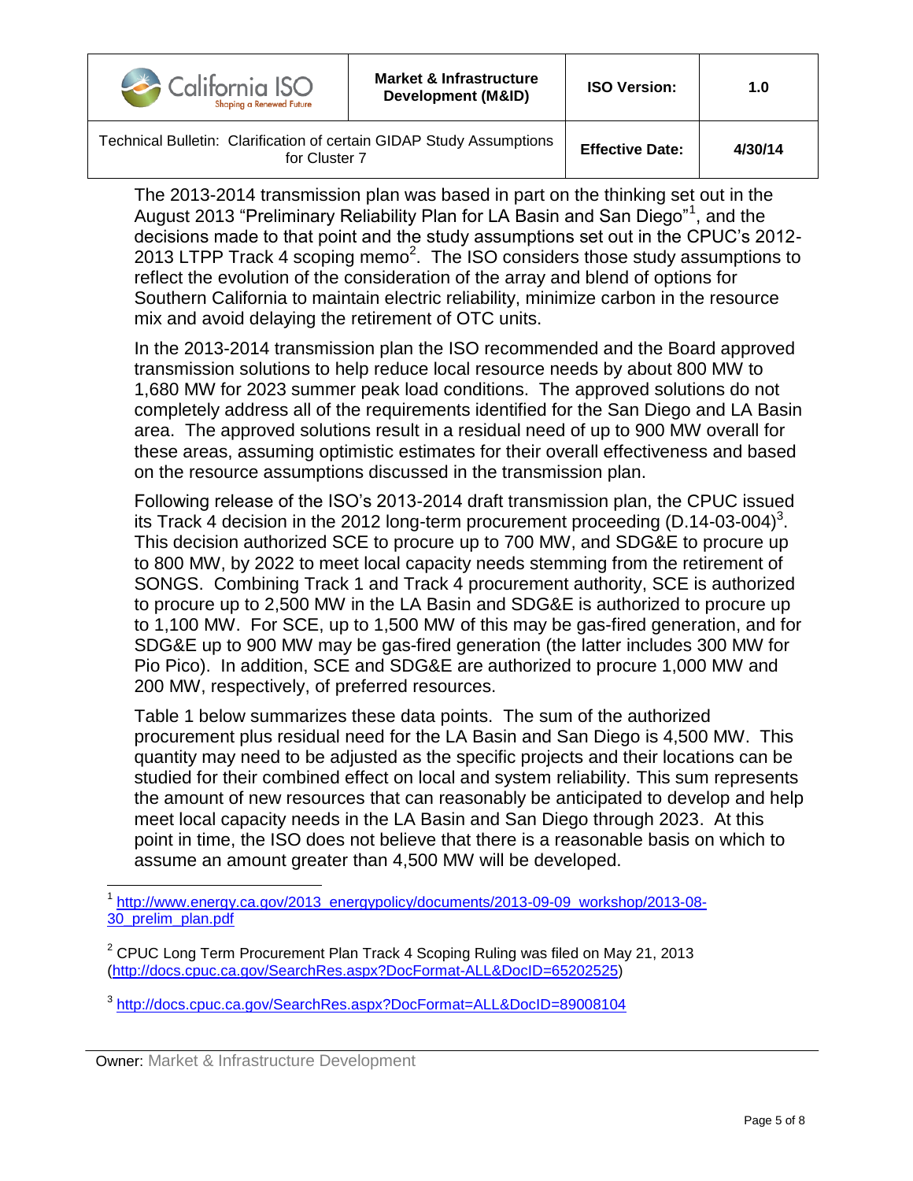The 2013-2014 transmission plan was based in part on the thinking set out in the August 2013 "Preliminary Reliability Plan for LA Basin and San Diego"[1], and the decisions made to that point and the study assumptions set out in the CPUC's 2012-2013 LTPP Track 4 scoping memo[2]. The ISO considers those study assumptions to reflect the evolution of the consideration of the array and blend of options for Southern California to maintain electric reliability, minimize carbon in the resource mix and avoid delaying the retirement of OTC units.

In the 2013-2014 transmission plan the ISO recommended and the Board approved transmission solutions to help reduce local resource needs by about 800 MW to 1,680 MW for 2023 summer peak load conditions. The approved solutions do not completely address all of the requirements identified for the San Diego and LA Basin area. The approved solutions result in a residual need of up to 900 MW overall for these areas, assuming optimistic estimates for their overall effectiveness and based on the resource assumptions discussed in the transmission plan.

Following release of the ISO's 2013-2014 draft transmission plan, the CPUC issued its Track 4 decision in the 2012 long-term procurement proceeding (D.14-03-004)[3]. This decision authorized SCE to procure up to 700 MW, and SDG&E to procure up to 800 MW, by 2022 to meet local capacity needs stemming from the retirement of SONGS. Combining Track 1 and Track 4 procurement authority, SCE is authorized to procure up to 2,500 MW in the LA Basin and SDG&E is authorized to procure up to 1,100 MW. For SCE, up to 1,500 MW of this may be gas-fired generation, and for SDG&E up to 900 MW may be gas-fired generation (the latter includes 300 MW for Pio Pico). In addition, SCE and SDG&E are authorized to procure 1,000 MW and 200 MW, respectively, of preferred resources.

Table 1 below summarizes these data points. The sum of the authorized procurement plus residual need for the LA Basin and San Diego is 4,500 MW. This quantity may need to be adjusted as the specific projects and their locations can be studied for their combined effect on local and system reliability. This sum represents the amount of new resources that can reasonably be anticipated to develop and help meet local capacity needs in the LA Basin and San Diego through 2023. At this point in time, the ISO does not believe that there is a reasonable basis on which to assume an amount greater than 4,500 MW will be developed.

---

[1] http://www.energy.ca.gov/2013_energypolicy/documents/2013-09-09_workshop/2013-08-30_prelim_plan.pdf

[2] CPUC Long Term Procurement Plan Track 4 Scoping Ruling was filed on May 21, 2013 (http://docs.cpuc.ca.gov/SearchRes.aspx?DocFormat-ALL&DocID=65202525)

[3] http://docs.cpuc.ca.gov/SearchRes.aspx?DocFormat=ALL&DocID=89008104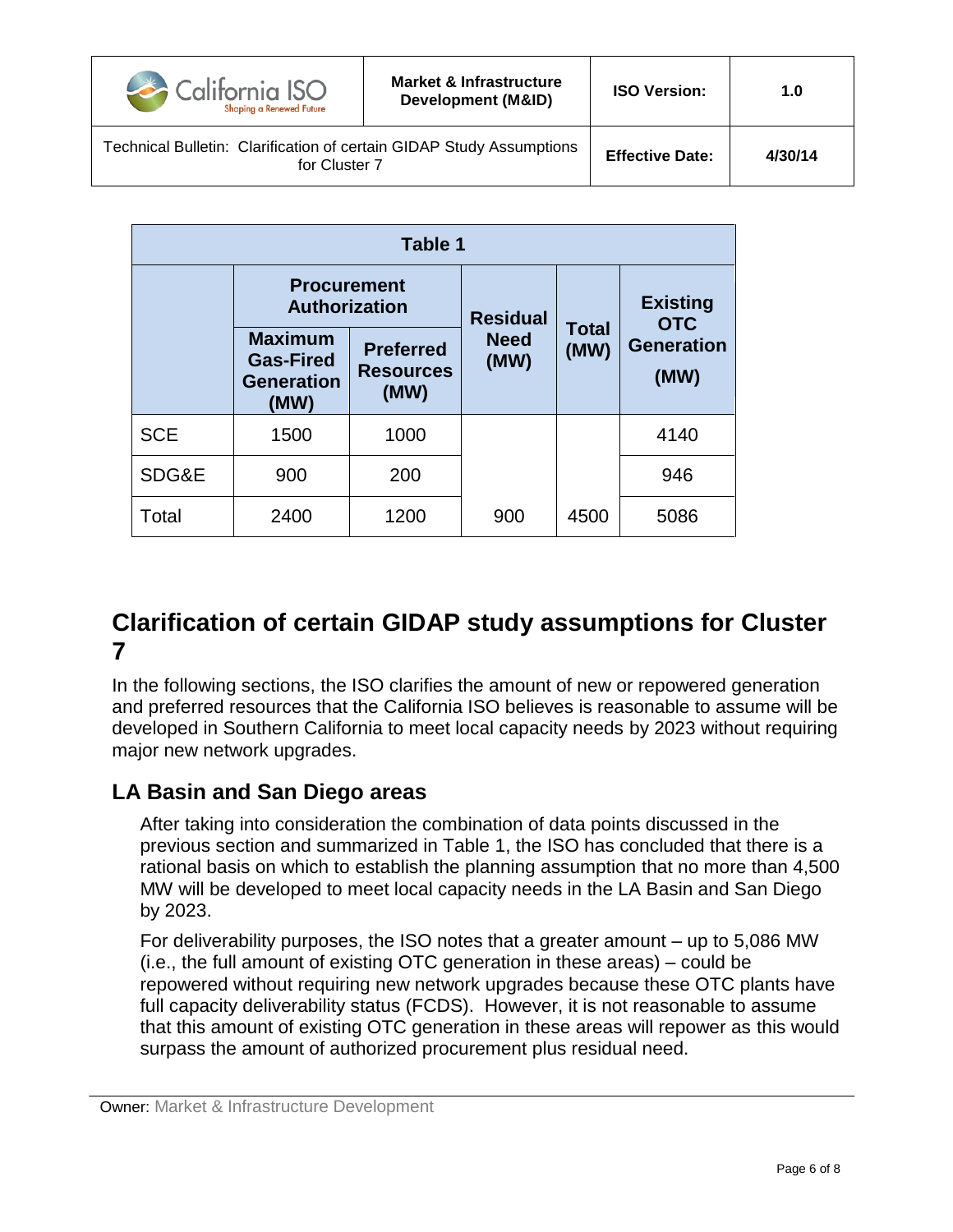| Table 1 | | | | | |
|---|---|---|---|---|---|
| | Procurement Authorization | | Residual Need (MW) | Total (MW) | Existing OTC Generation (MW) |
| | Maximum Gas-Fired Generation (MW) | Preferred Resources (MW) | | | |
| SCE | 1500 | 1000 | | | 4140 |
| SDG&E | 900 | 200 | | | 946 |
| Total | 2400 | 1200 | 900 | 4500 | 5086 |

# Clarification of certain GIDAP study assumptions for Cluster 7

In the following sections, the ISO clarifies the amount of new or repowered generation and preferred resources that the California ISO believes is reasonable to assume will be developed in Southern California to meet local capacity needs by 2023 without requiring major new network upgrades.

## LA Basin and San Diego areas

After taking into consideration the combination of data points discussed in the previous section and summarized in Table 1, the ISO has concluded that there is a rational basis on which to establish the planning assumption that no more than 4,500 MW will be developed to meet local capacity needs in the LA Basin and San Diego by 2023.

For deliverability purposes, the ISO notes that a greater amount – up to 5,086 MW (i.e., the full amount of existing OTC generation in these areas) – could be repowered without requiring new network upgrades because these OTC plants have full capacity deliverability status (FCDS). However, it is not reasonable to assume that this amount of existing OTC generation in these areas will repower as this would surpass the amount of authorized procurement plus residual need.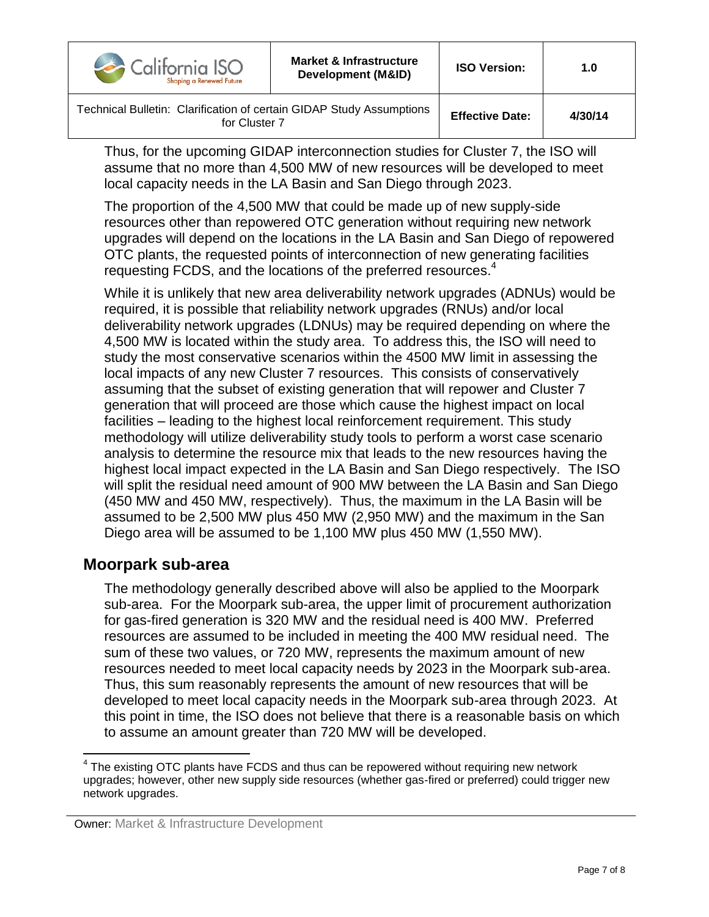Thus, for the upcoming GIDAP interconnection studies for Cluster 7, the ISO will assume that no more than 4,500 MW of new resources will be developed to meet local capacity needs in the LA Basin and San Diego through 2023.

The proportion of the 4,500 MW that could be made up of new supply-side resources other than repowered OTC generation without requiring new network upgrades will depend on the locations in the LA Basin and San Diego of repowered OTC plants, the requested points of interconnection of new generating facilities requesting FCDS, and the locations of the preferred resources.[4]

While it is unlikely that new area deliverability network upgrades (ADNUs) would be required, it is possible that reliability network upgrades (RNUs) and/or local deliverability network upgrades (LDNUs) may be required depending on where the 4,500 MW is located within the study area. To address this, the ISO will need to study the most conservative scenarios within the 4500 MW limit in assessing the local impacts of any new Cluster 7 resources. This consists of conservatively assuming that the subset of existing generation that will repower and Cluster 7 generation that will proceed are those which cause the highest impact on local facilities – leading to the highest local reinforcement requirement. This study methodology will utilize deliverability study tools to perform a worst case scenario analysis to determine the resource mix that leads to the new resources having the highest local impact expected in the LA Basin and San Diego respectively. The ISO will split the residual need amount of 900 MW between the LA Basin and San Diego (450 MW and 450 MW, respectively). Thus, the maximum in the LA Basin will be assumed to be 2,500 MW plus 450 MW (2,950 MW) and the maximum in the San Diego area will be assumed to be 1,100 MW plus 450 MW (1,550 MW).

## Moorpark sub-area

The methodology generally described above will also be applied to the Moorpark sub-area. For the Moorpark sub-area, the upper limit of procurement authorization for gas-fired generation is 320 MW and the residual need is 400 MW. Preferred resources are assumed to be included in meeting the 400 MW residual need. The sum of these two values, or 720 MW, represents the maximum amount of new resources needed to meet local capacity needs by 2023 in the Moorpark sub-area. Thus, this sum reasonably represents the amount of new resources that will be developed to meet local capacity needs in the Moorpark sub-area through 2023. At this point in time, the ISO does not believe that there is a reasonable basis on which to assume an amount greater than 720 MW will be developed.

[4] The existing OTC plants have FCDS and thus can be repowered without requiring new network upgrades; however, other new supply side resources (whether gas-fired or preferred) could trigger new network upgrades.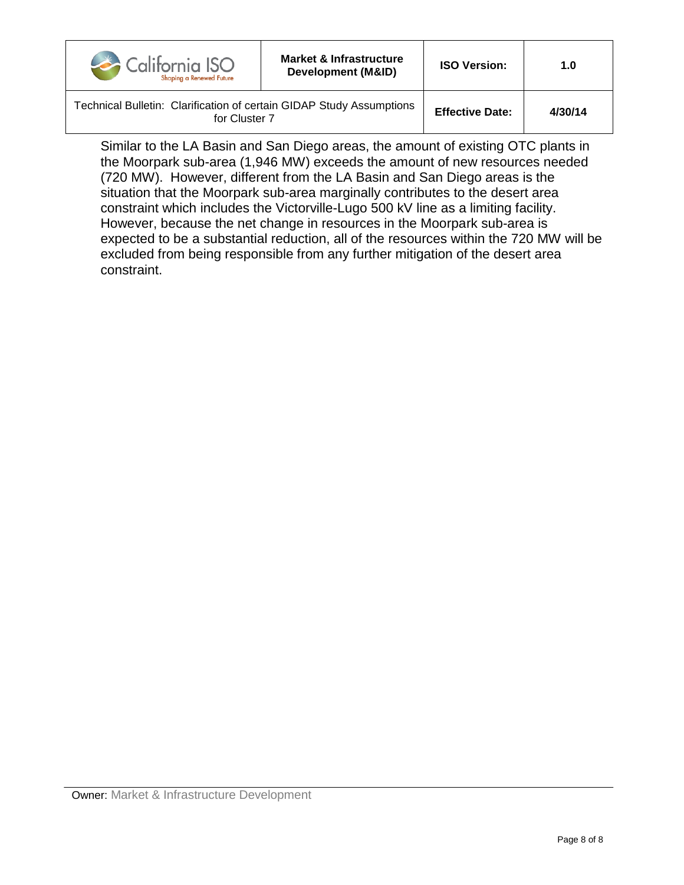Similar to the LA Basin and San Diego areas, the amount of existing OTC plants in the Moorpark sub-area (1,946 MW) exceeds the amount of new resources needed (720 MW). However, different from the LA Basin and San Diego areas is the situation that the Moorpark sub-area marginally contributes to the desert area constraint which includes the Victorville-Lugo 500 kV line as a limiting facility. However, because the net change in resources in the Moorpark sub-area is expected to be a substantial reduction, all of the resources within the 720 MW will be excluded from being responsible from any further mitigation of the desert area constraint.